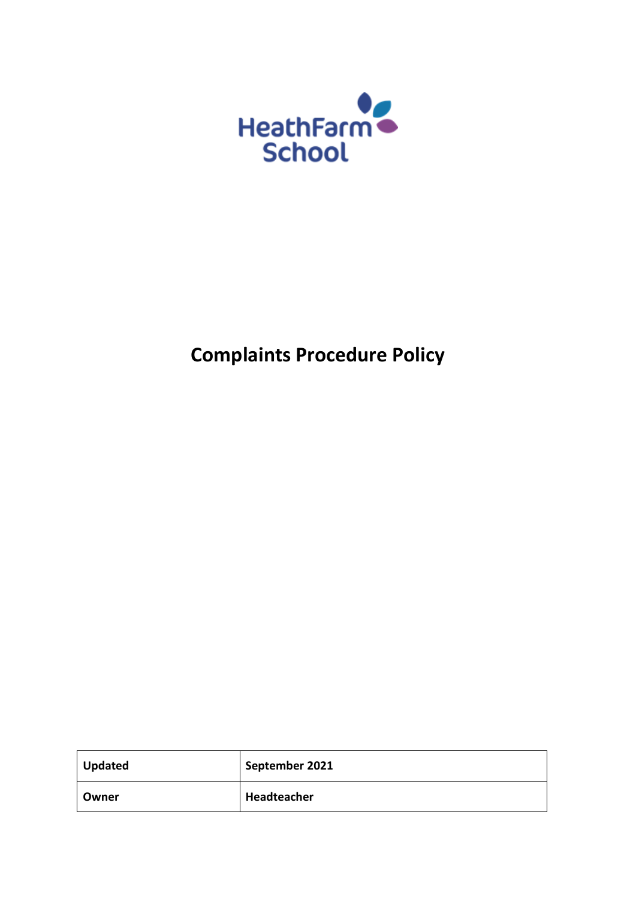HeathFarm School

# Complaints Procedure Policy

| Updated | September 2021 |
| --- | --- |
| Owner | Headteacher |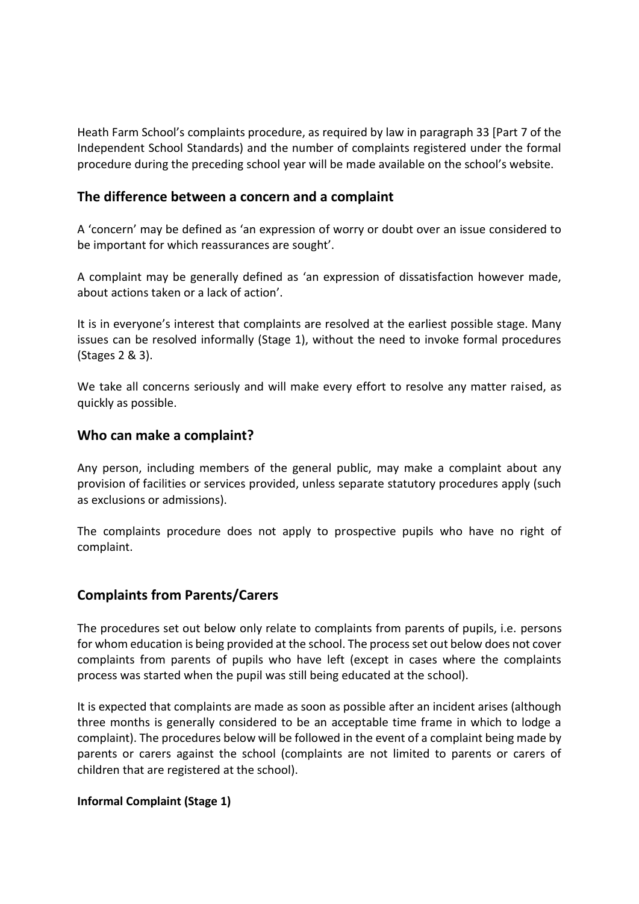Heath Farm School's complaints procedure, as required by law in paragraph 33 [Part 7 of the Independent School Standards) and the number of complaints registered under the formal procedure during the preceding school year will be made available on the school's website.

## The difference between a concern and a complaint

A 'concern' may be defined as 'an expression of worry or doubt over an issue considered to be important for which reassurances are sought'.

A complaint may be generally defined as 'an expression of dissatisfaction however made, about actions taken or a lack of action'.

It is in everyone's interest that complaints are resolved at the earliest possible stage. Many issues can be resolved informally (Stage 1), without the need to invoke formal procedures (Stages 2 & 3).

We take all concerns seriously and will make every effort to resolve any matter raised, as quickly as possible.

## Who can make a complaint?

Any person, including members of the general public, may make a complaint about any provision of facilities or services provided, unless separate statutory procedures apply (such as exclusions or admissions).

The complaints procedure does not apply to prospective pupils who have no right of complaint.

## Complaints from Parents/Carers

The procedures set out below only relate to complaints from parents of pupils, i.e. persons for whom education is being provided at the school. The process set out below does not cover complaints from parents of pupils who have left (except in cases where the complaints process was started when the pupil was still being educated at the school).

It is expected that complaints are made as soon as possible after an incident arises (although three months is generally considered to be an acceptable time frame in which to lodge a complaint). The procedures below will be followed in the event of a complaint being made by parents or carers against the school (complaints are not limited to parents or carers of children that are registered at the school).

**Informal Complaint (Stage 1)**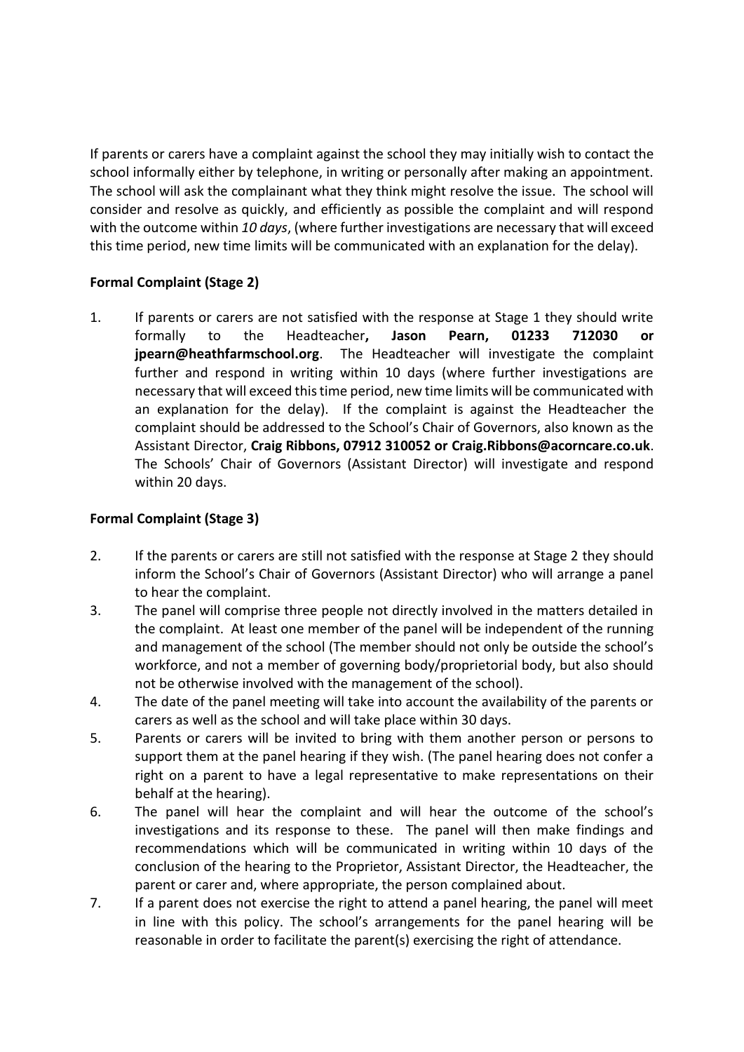If parents or carers have a complaint against the school they may initially wish to contact the school informally either by telephone, in writing or personally after making an appointment. The school will ask the complainant what they think might resolve the issue. The school will consider and resolve as quickly, and efficiently as possible the complaint and will respond with the outcome within *10 days*, (where further investigations are necessary that will exceed this time period, new time limits will be communicated with an explanation for the delay).

**Formal Complaint (Stage 2)**

1. If parents or carers are not satisfied with the response at Stage 1 they should write formally to the Headteacher**, Jason Pearn, 01233 712030 or jpearn@heathfarmschool.org**. The Headteacher will investigate the complaint further and respond in writing within 10 days (where further investigations are necessary that will exceed this time period, new time limits will be communicated with an explanation for the delay). If the complaint is against the Headteacher the complaint should be addressed to the School's Chair of Governors, also known as the Assistant Director, **Craig Ribbons, 07912 310052 or Craig.Ribbons@acorncare.co.uk**. The Schools' Chair of Governors (Assistant Director) will investigate and respond within 20 days.

**Formal Complaint (Stage 3)**

2. If the parents or carers are still not satisfied with the response at Stage 2 they should inform the School's Chair of Governors (Assistant Director) who will arrange a panel to hear the complaint.
3. The panel will comprise three people not directly involved in the matters detailed in the complaint. At least one member of the panel will be independent of the running and management of the school (The member should not only be outside the school's workforce, and not a member of governing body/proprietorial body, but also should not be otherwise involved with the management of the school).
4. The date of the panel meeting will take into account the availability of the parents or carers as well as the school and will take place within 30 days.
5. Parents or carers will be invited to bring with them another person or persons to support them at the panel hearing if they wish. (The panel hearing does not confer a right on a parent to have a legal representative to make representations on their behalf at the hearing).
6. The panel will hear the complaint and will hear the outcome of the school's investigations and its response to these. The panel will then make findings and recommendations which will be communicated in writing within 10 days of the conclusion of the hearing to the Proprietor, Assistant Director, the Headteacher, the parent or carer and, where appropriate, the person complained about.
7. If a parent does not exercise the right to attend a panel hearing, the panel will meet in line with this policy. The school's arrangements for the panel hearing will be reasonable in order to facilitate the parent(s) exercising the right of attendance.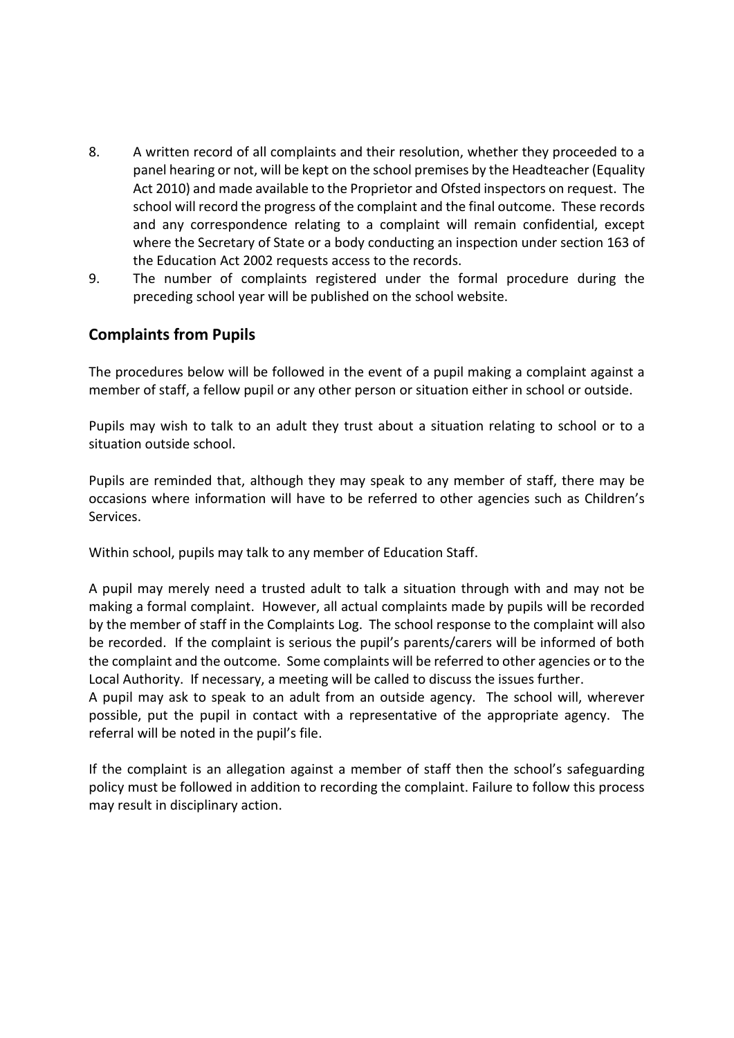8. A written record of all complaints and their resolution, whether they proceeded to a panel hearing or not, will be kept on the school premises by the Headteacher (Equality Act 2010) and made available to the Proprietor and Ofsted inspectors on request. The school will record the progress of the complaint and the final outcome. These records and any correspondence relating to a complaint will remain confidential, except where the Secretary of State or a body conducting an inspection under section 163 of the Education Act 2002 requests access to the records.
9. The number of complaints registered under the formal procedure during the preceding school year will be published on the school website.

## Complaints from Pupils

The procedures below will be followed in the event of a pupil making a complaint against a member of staff, a fellow pupil or any other person or situation either in school or outside.

Pupils may wish to talk to an adult they trust about a situation relating to school or to a situation outside school.

Pupils are reminded that, although they may speak to any member of staff, there may be occasions where information will have to be referred to other agencies such as Children's Services.

Within school, pupils may talk to any member of Education Staff.

A pupil may merely need a trusted adult to talk a situation through with and may not be making a formal complaint. However, all actual complaints made by pupils will be recorded by the member of staff in the Complaints Log. The school response to the complaint will also be recorded. If the complaint is serious the pupil's parents/carers will be informed of both the complaint and the outcome. Some complaints will be referred to other agencies or to the Local Authority. If necessary, a meeting will be called to discuss the issues further.
A pupil may ask to speak to an adult from an outside agency. The school will, wherever possible, put the pupil in contact with a representative of the appropriate agency. The referral will be noted in the pupil's file.

If the complaint is an allegation against a member of staff then the school's safeguarding policy must be followed in addition to recording the complaint. Failure to follow this process may result in disciplinary action.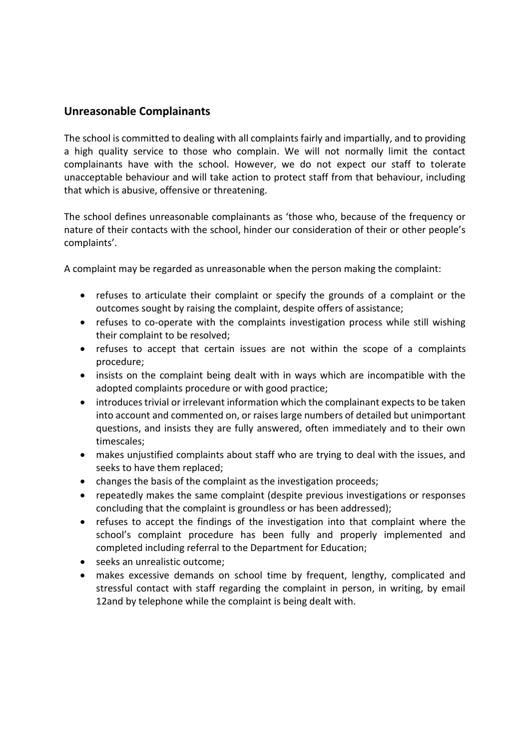## Unreasonable Complainants

The school is committed to dealing with all complaints fairly and impartially, and to providing a high quality service to those who complain. We will not normally limit the contact complainants have with the school. However, we do not expect our staff to tolerate unacceptable behaviour and will take action to protect staff from that behaviour, including that which is abusive, offensive or threatening.

The school defines unreasonable complainants as 'those who, because of the frequency or nature of their contacts with the school, hinder our consideration of their or other people's complaints'.

A complaint may be regarded as unreasonable when the person making the complaint:

- refuses to articulate their complaint or specify the grounds of a complaint or the outcomes sought by raising the complaint, despite offers of assistance;
- refuses to co-operate with the complaints investigation process while still wishing their complaint to be resolved;
- refuses to accept that certain issues are not within the scope of a complaints procedure;
- insists on the complaint being dealt with in ways which are incompatible with the adopted complaints procedure or with good practice;
- introduces trivial or irrelevant information which the complainant expects to be taken into account and commented on, or raises large numbers of detailed but unimportant questions, and insists they are fully answered, often immediately and to their own timescales;
- makes unjustified complaints about staff who are trying to deal with the issues, and seeks to have them replaced;
- changes the basis of the complaint as the investigation proceeds;
- repeatedly makes the same complaint (despite previous investigations or responses concluding that the complaint is groundless or has been addressed);
- refuses to accept the findings of the investigation into that complaint where the school's complaint procedure has been fully and properly implemented and completed including referral to the Department for Education;
- seeks an unrealistic outcome;
- makes excessive demands on school time by frequent, lengthy, complicated and stressful contact with staff regarding the complaint in person, in writing, by email 12and by telephone while the complaint is being dealt with.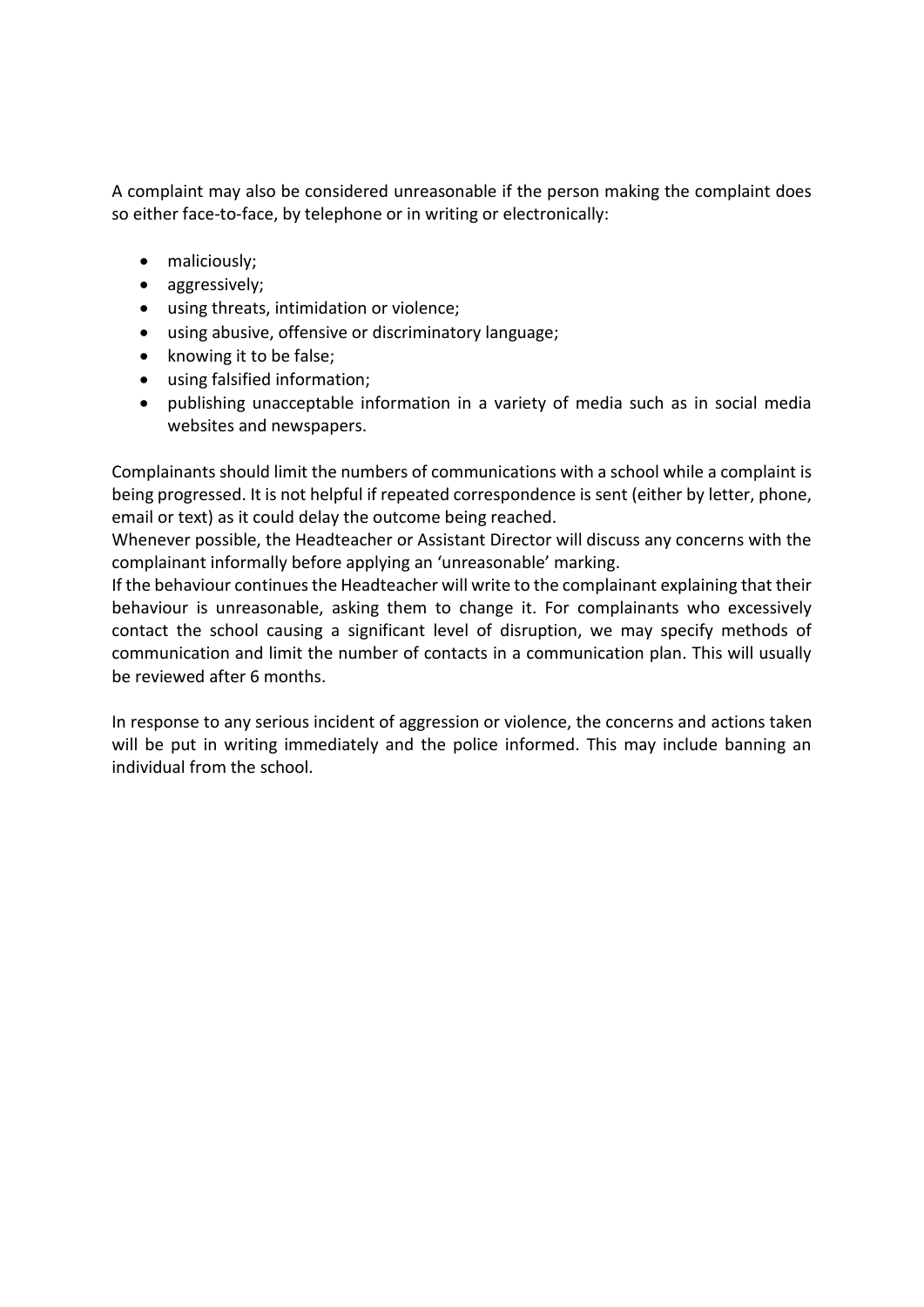A complaint may also be considered unreasonable if the person making the complaint does so either face-to-face, by telephone or in writing or electronically:

- maliciously;
- aggressively;
- using threats, intimidation or violence;
- using abusive, offensive or discriminatory language;
- knowing it to be false;
- using falsified information;
- publishing unacceptable information in a variety of media such as in social media websites and newspapers.

Complainants should limit the numbers of communications with a school while a complaint is being progressed. It is not helpful if repeated correspondence is sent (either by letter, phone, email or text) as it could delay the outcome being reached.
Whenever possible, the Headteacher or Assistant Director will discuss any concerns with the complainant informally before applying an 'unreasonable' marking.
If the behaviour continues the Headteacher will write to the complainant explaining that their behaviour is unreasonable, asking them to change it. For complainants who excessively contact the school causing a significant level of disruption, we may specify methods of communication and limit the number of contacts in a communication plan. This will usually be reviewed after 6 months.

In response to any serious incident of aggression or violence, the concerns and actions taken will be put in writing immediately and the police informed. This may include banning an individual from the school.